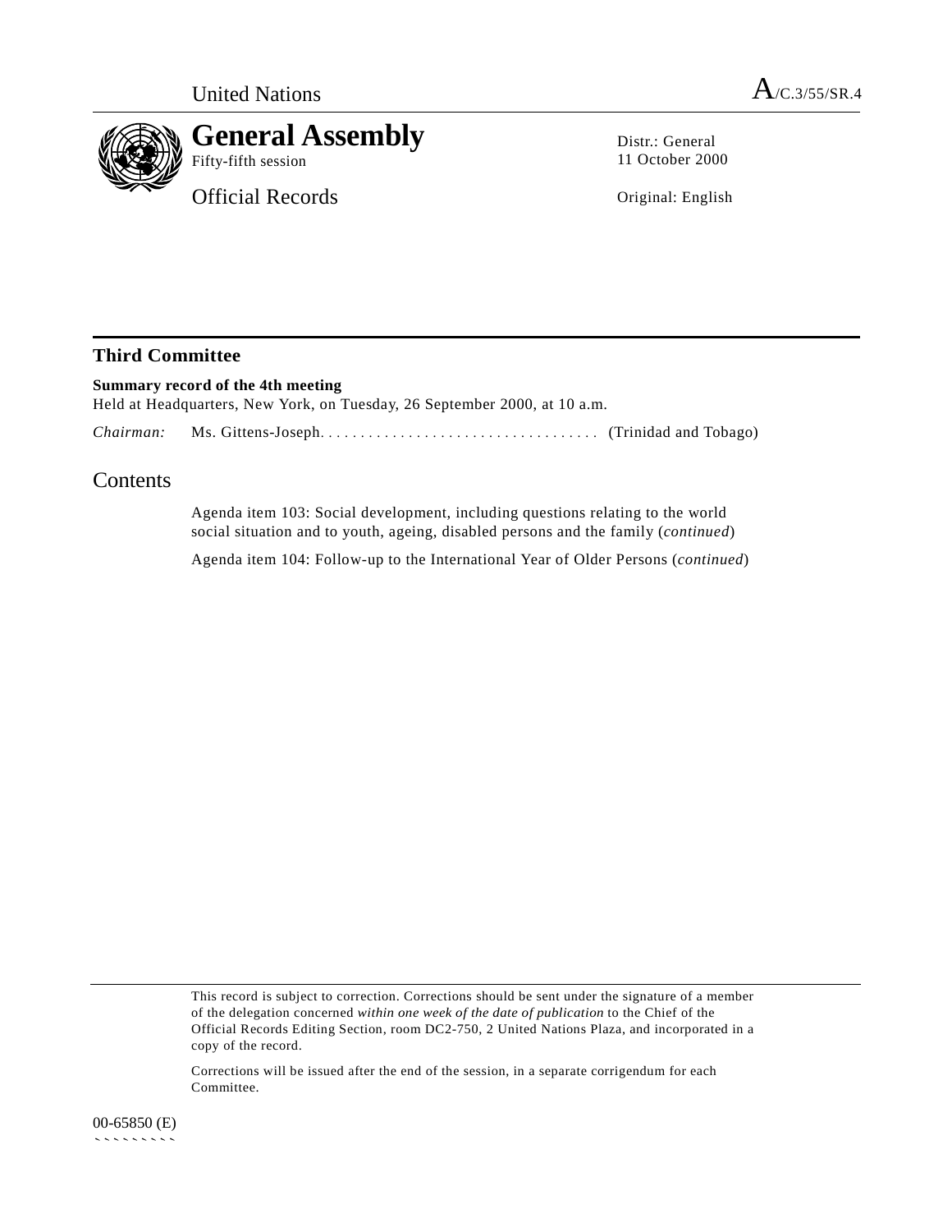United Nations

A/C.3/55/SR.4

# General Assembly

Fifty-fifth session

Official Records

Distr.: General
11 October 2000

Original: English

## Third Committee

**Summary record of the 4th meeting**
Held at Headquarters, New York, on Tuesday, 26 September 2000, at 10 a.m.

*Chairman:* Ms. Gittens-Joseph. . . . . . . . . . . . . . . . . . . . . . . . . . . . . . . . . . . (Trinidad and Tobago)

## Contents

Agenda item 103: Social development, including questions relating to the world social situation and to youth, ageing, disabled persons and the family (*continued*)

Agenda item 104: Follow-up to the International Year of Older Persons (*continued*)

This record is subject to correction. Corrections should be sent under the signature of a member of the delegation concerned *within one week of the date of publication* to the Chief of the Official Records Editing Section, room DC2-750, 2 United Nations Plaza, and incorporated in a copy of the record.

Corrections will be issued after the end of the session, in a separate corrigendum for each Committee.

00-65850 (E)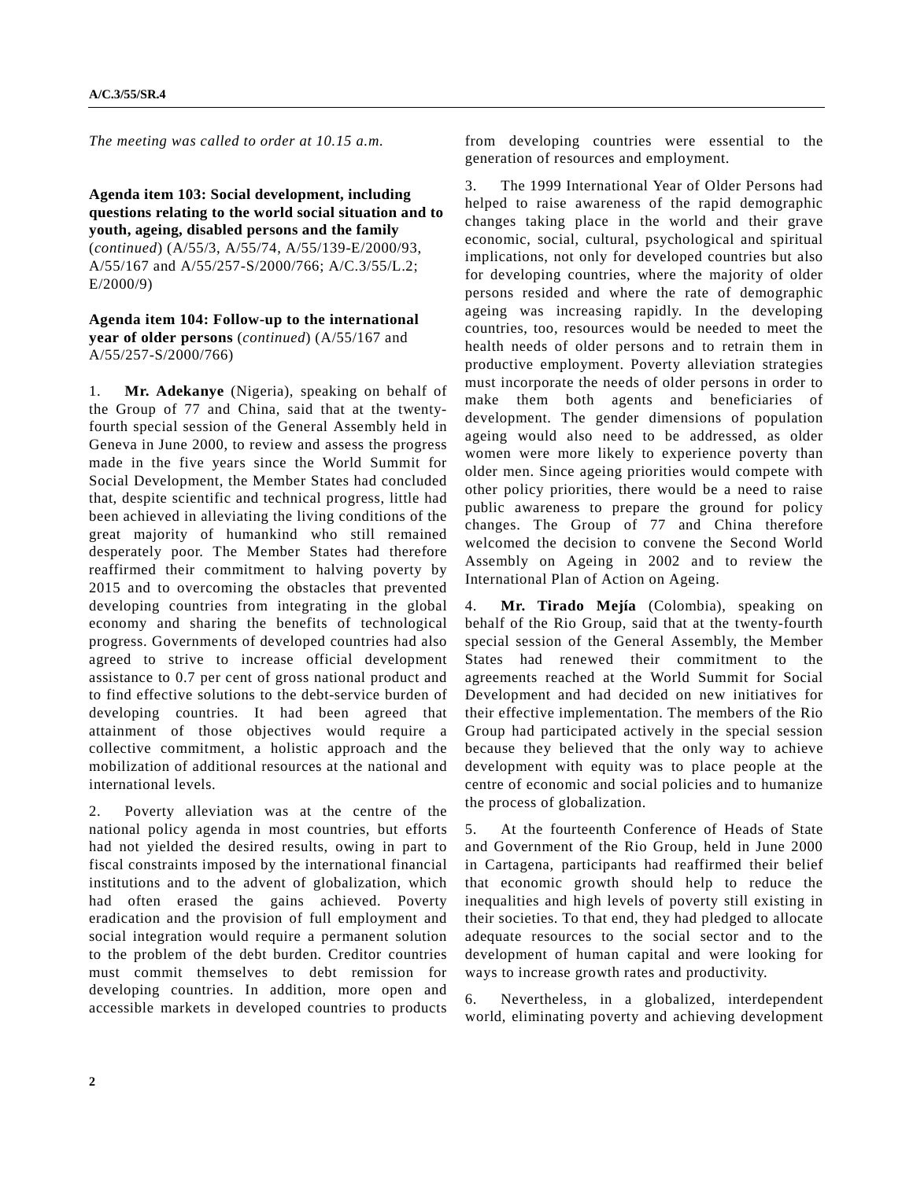*The meeting was called to order at 10.15 a.m.*

**Agenda item 103: Social development, including questions relating to the world social situation and to youth, ageing, disabled persons and the family** (*continued*) (A/55/3, A/55/74, A/55/139-E/2000/93, A/55/167 and A/55/257-S/2000/766; A/C.3/55/L.2; E/2000/9)

**Agenda item 104: Follow-up to the international year of older persons** (*continued*) (A/55/167 and A/55/257-S/2000/766)

1. **Mr. Adekanye** (Nigeria), speaking on behalf of the Group of 77 and China, said that at the twenty-fourth special session of the General Assembly held in Geneva in June 2000, to review and assess the progress made in the five years since the World Summit for Social Development, the Member States had concluded that, despite scientific and technical progress, little had been achieved in alleviating the living conditions of the great majority of humankind who still remained desperately poor. The Member States had therefore reaffirmed their commitment to halving poverty by 2015 and to overcoming the obstacles that prevented developing countries from integrating in the global economy and sharing the benefits of technological progress. Governments of developed countries had also agreed to strive to increase official development assistance to 0.7 per cent of gross national product and to find effective solutions to the debt-service burden of developing countries. It had been agreed that attainment of those objectives would require a collective commitment, a holistic approach and the mobilization of additional resources at the national and international levels.

2. Poverty alleviation was at the centre of the national policy agenda in most countries, but efforts had not yielded the desired results, owing in part to fiscal constraints imposed by the international financial institutions and to the advent of globalization, which had often erased the gains achieved. Poverty eradication and the provision of full employment and social integration would require a permanent solution to the problem of the debt burden. Creditor countries must commit themselves to debt remission for developing countries. In addition, more open and accessible markets in developed countries to products from developing countries were essential to the generation of resources and employment.

3. The 1999 International Year of Older Persons had helped to raise awareness of the rapid demographic changes taking place in the world and their grave economic, social, cultural, psychological and spiritual implications, not only for developed countries but also for developing countries, where the majority of older persons resided and where the rate of demographic ageing was increasing rapidly. In the developing countries, too, resources would be needed to meet the health needs of older persons and to retrain them in productive employment. Poverty alleviation strategies must incorporate the needs of older persons in order to make them both agents and beneficiaries of development. The gender dimensions of population ageing would also need to be addressed, as older women were more likely to experience poverty than older men. Since ageing priorities would compete with other policy priorities, there would be a need to raise public awareness to prepare the ground for policy changes. The Group of 77 and China therefore welcomed the decision to convene the Second World Assembly on Ageing in 2002 and to review the International Plan of Action on Ageing.

4. **Mr. Tirado Mejía** (Colombia), speaking on behalf of the Rio Group, said that at the twenty-fourth special session of the General Assembly, the Member States had renewed their commitment to the agreements reached at the World Summit for Social Development and had decided on new initiatives for their effective implementation. The members of the Rio Group had participated actively in the special session because they believed that the only way to achieve development with equity was to place people at the centre of economic and social policies and to humanize the process of globalization.

5. At the fourteenth Conference of Heads of State and Government of the Rio Group, held in June 2000 in Cartagena, participants had reaffirmed their belief that economic growth should help to reduce the inequalities and high levels of poverty still existing in their societies. To that end, they had pledged to allocate adequate resources to the social sector and to the development of human capital and were looking for ways to increase growth rates and productivity.

6. Nevertheless, in a globalized, interdependent world, eliminating poverty and achieving development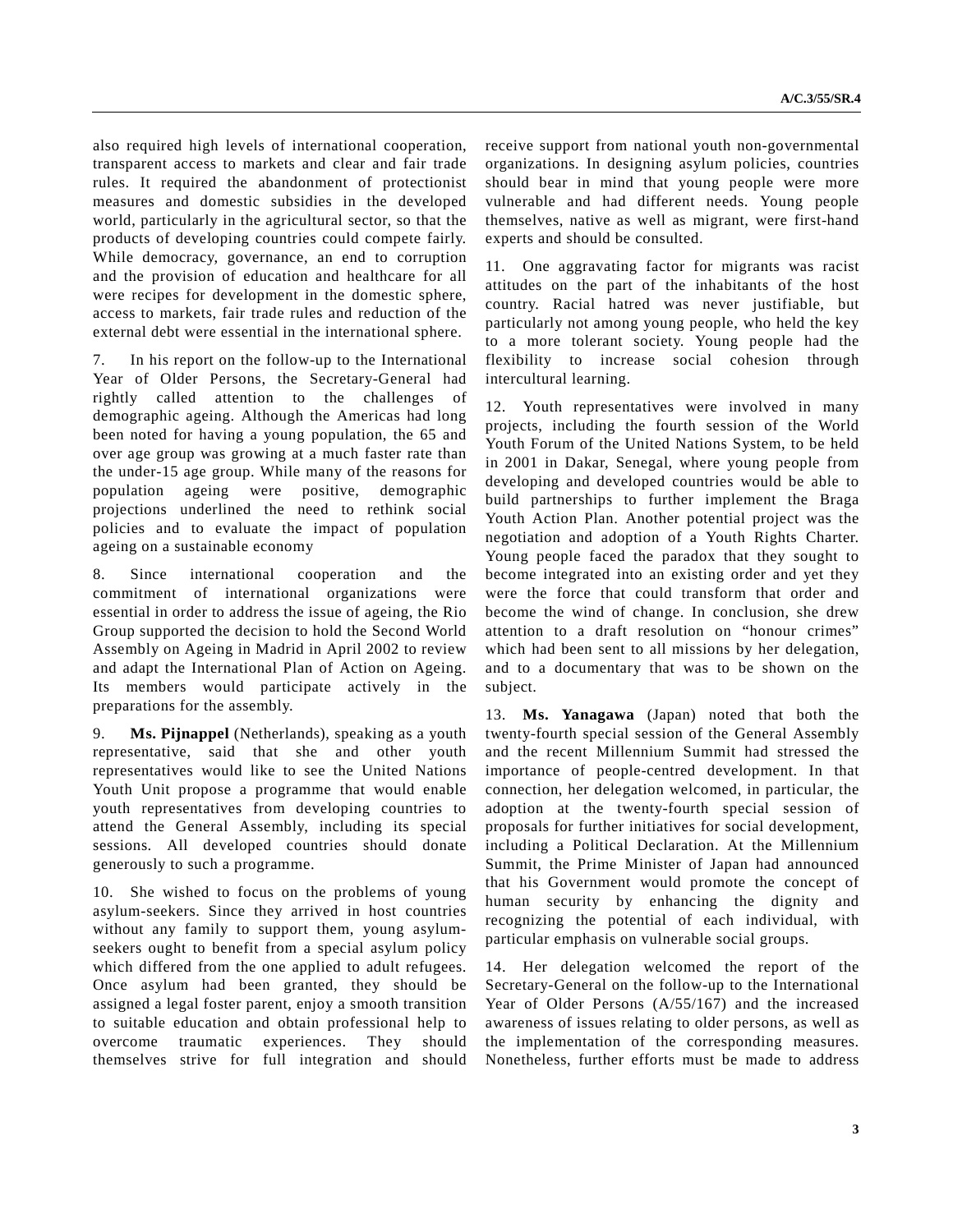also required high levels of international cooperation, transparent access to markets and clear and fair trade rules. It required the abandonment of protectionist measures and domestic subsidies in the developed world, particularly in the agricultural sector, so that the products of developing countries could compete fairly. While democracy, governance, an end to corruption and the provision of education and healthcare for all were recipes for development in the domestic sphere, access to markets, fair trade rules and reduction of the external debt were essential in the international sphere.

7. In his report on the follow-up to the International Year of Older Persons, the Secretary-General had rightly called attention to the challenges of demographic ageing. Although the Americas had long been noted for having a young population, the 65 and over age group was growing at a much faster rate than the under-15 age group. While many of the reasons for population ageing were positive, demographic projections underlined the need to rethink social policies and to evaluate the impact of population ageing on a sustainable economy

8. Since international cooperation and the commitment of international organizations were essential in order to address the issue of ageing, the Rio Group supported the decision to hold the Second World Assembly on Ageing in Madrid in April 2002 to review and adapt the International Plan of Action on Ageing. Its members would participate actively in the preparations for the assembly.

9. **Ms. Pijnappel** (Netherlands), speaking as a youth representative, said that she and other youth representatives would like to see the United Nations Youth Unit propose a programme that would enable youth representatives from developing countries to attend the General Assembly, including its special sessions. All developed countries should donate generously to such a programme.

10. She wished to focus on the problems of young asylum-seekers. Since they arrived in host countries without any family to support them, young asylum-seekers ought to benefit from a special asylum policy which differed from the one applied to adult refugees. Once asylum had been granted, they should be assigned a legal foster parent, enjoy a smooth transition to suitable education and obtain professional help to overcome traumatic experiences. They should themselves strive for full integration and should receive support from national youth non-governmental organizations. In designing asylum policies, countries should bear in mind that young people were more vulnerable and had different needs. Young people themselves, native as well as migrant, were first-hand experts and should be consulted.

11. One aggravating factor for migrants was racist attitudes on the part of the inhabitants of the host country. Racial hatred was never justifiable, but particularly not among young people, who held the key to a more tolerant society. Young people had the flexibility to increase social cohesion through intercultural learning.

12. Youth representatives were involved in many projects, including the fourth session of the World Youth Forum of the United Nations System, to be held in 2001 in Dakar, Senegal, where young people from developing and developed countries would be able to build partnerships to further implement the Braga Youth Action Plan. Another potential project was the negotiation and adoption of a Youth Rights Charter. Young people faced the paradox that they sought to become integrated into an existing order and yet they were the force that could transform that order and become the wind of change. In conclusion, she drew attention to a draft resolution on "honour crimes" which had been sent to all missions by her delegation, and to a documentary that was to be shown on the subject.

13. **Ms. Yanagawa** (Japan) noted that both the twenty-fourth special session of the General Assembly and the recent Millennium Summit had stressed the importance of people-centred development. In that connection, her delegation welcomed, in particular, the adoption at the twenty-fourth special session of proposals for further initiatives for social development, including a Political Declaration. At the Millennium Summit, the Prime Minister of Japan had announced that his Government would promote the concept of human security by enhancing the dignity and recognizing the potential of each individual, with particular emphasis on vulnerable social groups.

14. Her delegation welcomed the report of the Secretary-General on the follow-up to the International Year of Older Persons (A/55/167) and the increased awareness of issues relating to older persons, as well as the implementation of the corresponding measures. Nonetheless, further efforts must be made to address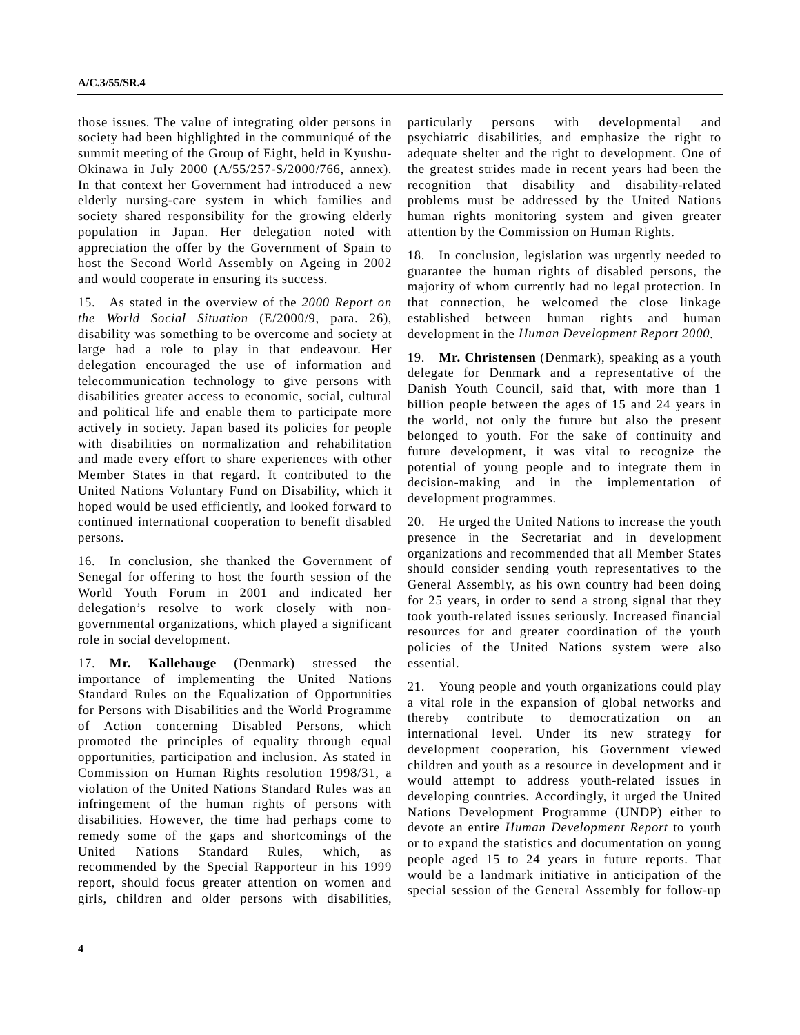those issues. The value of integrating older persons in society had been highlighted in the communiqué of the summit meeting of the Group of Eight, held in Kyushu-Okinawa in July 2000 (A/55/257-S/2000/766, annex). In that context her Government had introduced a new elderly nursing-care system in which families and society shared responsibility for the growing elderly population in Japan. Her delegation noted with appreciation the offer by the Government of Spain to host the Second World Assembly on Ageing in 2002 and would cooperate in ensuring its success.

15. As stated in the overview of the *2000 Report on the World Social Situation* (E/2000/9, para. 26), disability was something to be overcome and society at large had a role to play in that endeavour. Her delegation encouraged the use of information and telecommunication technology to give persons with disabilities greater access to economic, social, cultural and political life and enable them to participate more actively in society. Japan based its policies for people with disabilities on normalization and rehabilitation and made every effort to share experiences with other Member States in that regard. It contributed to the United Nations Voluntary Fund on Disability, which it hoped would be used efficiently, and looked forward to continued international cooperation to benefit disabled persons.

16. In conclusion, she thanked the Government of Senegal for offering to host the fourth session of the World Youth Forum in 2001 and indicated her delegation's resolve to work closely with non-governmental organizations, which played a significant role in social development.

17. **Mr. Kallehauge** (Denmark) stressed the importance of implementing the United Nations Standard Rules on the Equalization of Opportunities for Persons with Disabilities and the World Programme of Action concerning Disabled Persons, which promoted the principles of equality through equal opportunities, participation and inclusion. As stated in Commission on Human Rights resolution 1998/31, a violation of the United Nations Standard Rules was an infringement of the human rights of persons with disabilities. However, the time had perhaps come to remedy some of the gaps and shortcomings of the United Nations Standard Rules, which, as recommended by the Special Rapporteur in his 1999 report, should focus greater attention on women and girls, children and older persons with disabilities, particularly persons with developmental and psychiatric disabilities, and emphasize the right to adequate shelter and the right to development. One of the greatest strides made in recent years had been the recognition that disability and disability-related problems must be addressed by the United Nations human rights monitoring system and given greater attention by the Commission on Human Rights.

18. In conclusion, legislation was urgently needed to guarantee the human rights of disabled persons, the majority of whom currently had no legal protection. In that connection, he welcomed the close linkage established between human rights and human development in the *Human Development Report 2000*.

19. **Mr. Christensen** (Denmark), speaking as a youth delegate for Denmark and a representative of the Danish Youth Council, said that, with more than 1 billion people between the ages of 15 and 24 years in the world, not only the future but also the present belonged to youth. For the sake of continuity and future development, it was vital to recognize the potential of young people and to integrate them in decision-making and in the implementation of development programmes.

20. He urged the United Nations to increase the youth presence in the Secretariat and in development organizations and recommended that all Member States should consider sending youth representatives to the General Assembly, as his own country had been doing for 25 years, in order to send a strong signal that they took youth-related issues seriously. Increased financial resources for and greater coordination of the youth policies of the United Nations system were also essential.

21. Young people and youth organizations could play a vital role in the expansion of global networks and thereby contribute to democratization on an international level. Under its new strategy for development cooperation, his Government viewed children and youth as a resource in development and it would attempt to address youth-related issues in developing countries. Accordingly, it urged the United Nations Development Programme (UNDP) either to devote an entire *Human Development Report* to youth or to expand the statistics and documentation on young people aged 15 to 24 years in future reports. That would be a landmark initiative in anticipation of the special session of the General Assembly for follow-up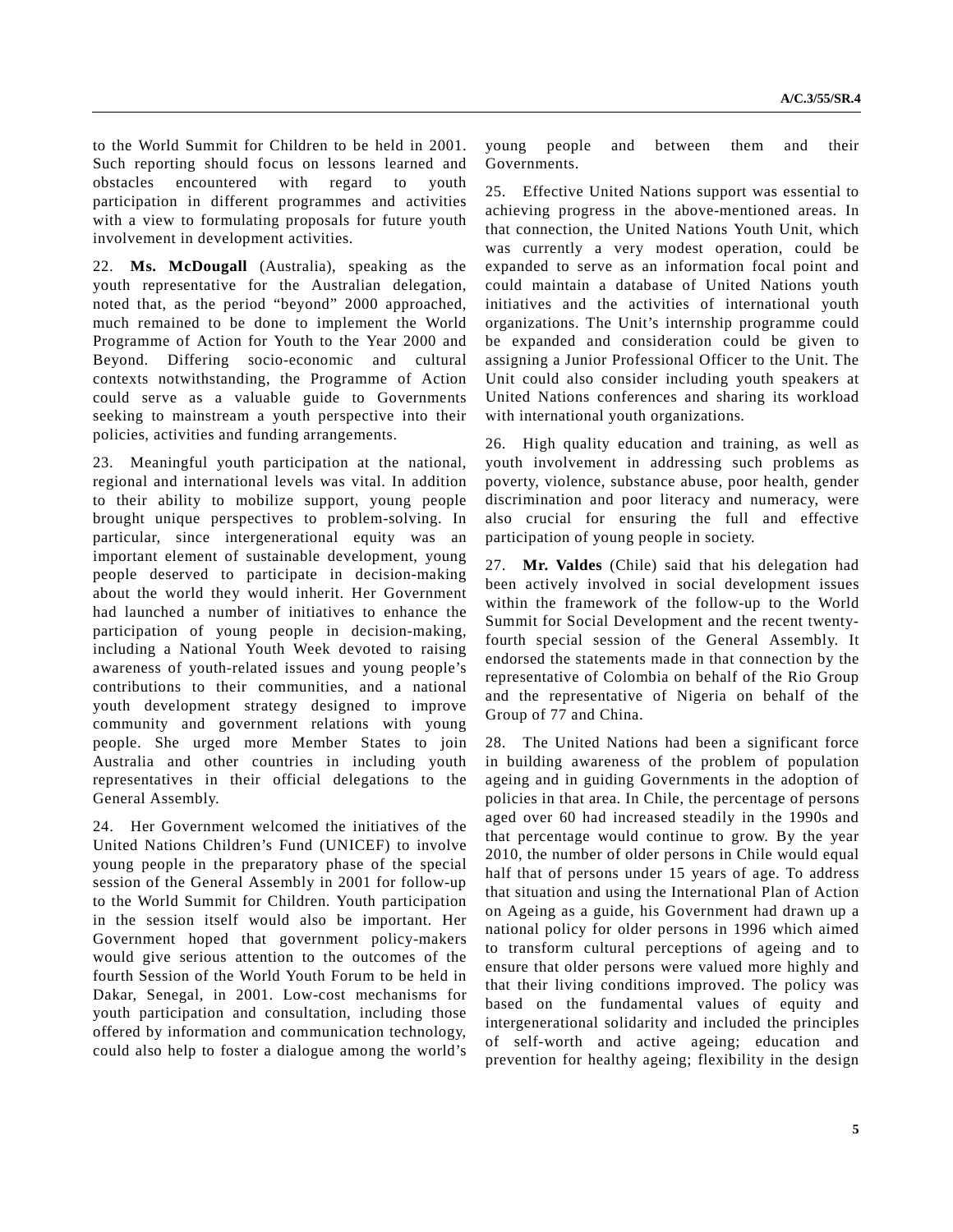to the World Summit for Children to be held in 2001. Such reporting should focus on lessons learned and obstacles encountered with regard to youth participation in different programmes and activities with a view to formulating proposals for future youth involvement in development activities.

22. **Ms. McDougall** (Australia), speaking as the youth representative for the Australian delegation, noted that, as the period "beyond" 2000 approached, much remained to be done to implement the World Programme of Action for Youth to the Year 2000 and Beyond. Differing socio-economic and cultural contexts notwithstanding, the Programme of Action could serve as a valuable guide to Governments seeking to mainstream a youth perspective into their policies, activities and funding arrangements.

23. Meaningful youth participation at the national, regional and international levels was vital. In addition to their ability to mobilize support, young people brought unique perspectives to problem-solving. In particular, since intergenerational equity was an important element of sustainable development, young people deserved to participate in decision-making about the world they would inherit. Her Government had launched a number of initiatives to enhance the participation of young people in decision-making, including a National Youth Week devoted to raising awareness of youth-related issues and young people's contributions to their communities, and a national youth development strategy designed to improve community and government relations with young people. She urged more Member States to join Australia and other countries in including youth representatives in their official delegations to the General Assembly.

24. Her Government welcomed the initiatives of the United Nations Children's Fund (UNICEF) to involve young people in the preparatory phase of the special session of the General Assembly in 2001 for follow-up to the World Summit for Children. Youth participation in the session itself would also be important. Her Government hoped that government policy-makers would give serious attention to the outcomes of the fourth Session of the World Youth Forum to be held in Dakar, Senegal, in 2001. Low-cost mechanisms for youth participation and consultation, including those offered by information and communication technology, could also help to foster a dialogue among the world's young people and between them and their Governments.

25. Effective United Nations support was essential to achieving progress in the above-mentioned areas. In that connection, the United Nations Youth Unit, which was currently a very modest operation, could be expanded to serve as an information focal point and could maintain a database of United Nations youth initiatives and the activities of international youth organizations. The Unit's internship programme could be expanded and consideration could be given to assigning a Junior Professional Officer to the Unit. The Unit could also consider including youth speakers at United Nations conferences and sharing its workload with international youth organizations.

26. High quality education and training, as well as youth involvement in addressing such problems as poverty, violence, substance abuse, poor health, gender discrimination and poor literacy and numeracy, were also crucial for ensuring the full and effective participation of young people in society.

27. **Mr. Valdes** (Chile) said that his delegation had been actively involved in social development issues within the framework of the follow-up to the World Summit for Social Development and the recent twenty-fourth special session of the General Assembly. It endorsed the statements made in that connection by the representative of Colombia on behalf of the Rio Group and the representative of Nigeria on behalf of the Group of 77 and China.

28. The United Nations had been a significant force in building awareness of the problem of population ageing and in guiding Governments in the adoption of policies in that area. In Chile, the percentage of persons aged over 60 had increased steadily in the 1990s and that percentage would continue to grow. By the year 2010, the number of older persons in Chile would equal half that of persons under 15 years of age. To address that situation and using the International Plan of Action on Ageing as a guide, his Government had drawn up a national policy for older persons in 1996 which aimed to transform cultural perceptions of ageing and to ensure that older persons were valued more highly and that their living conditions improved. The policy was based on the fundamental values of equity and intergenerational solidarity and included the principles of self-worth and active ageing; education and prevention for healthy ageing; flexibility in the design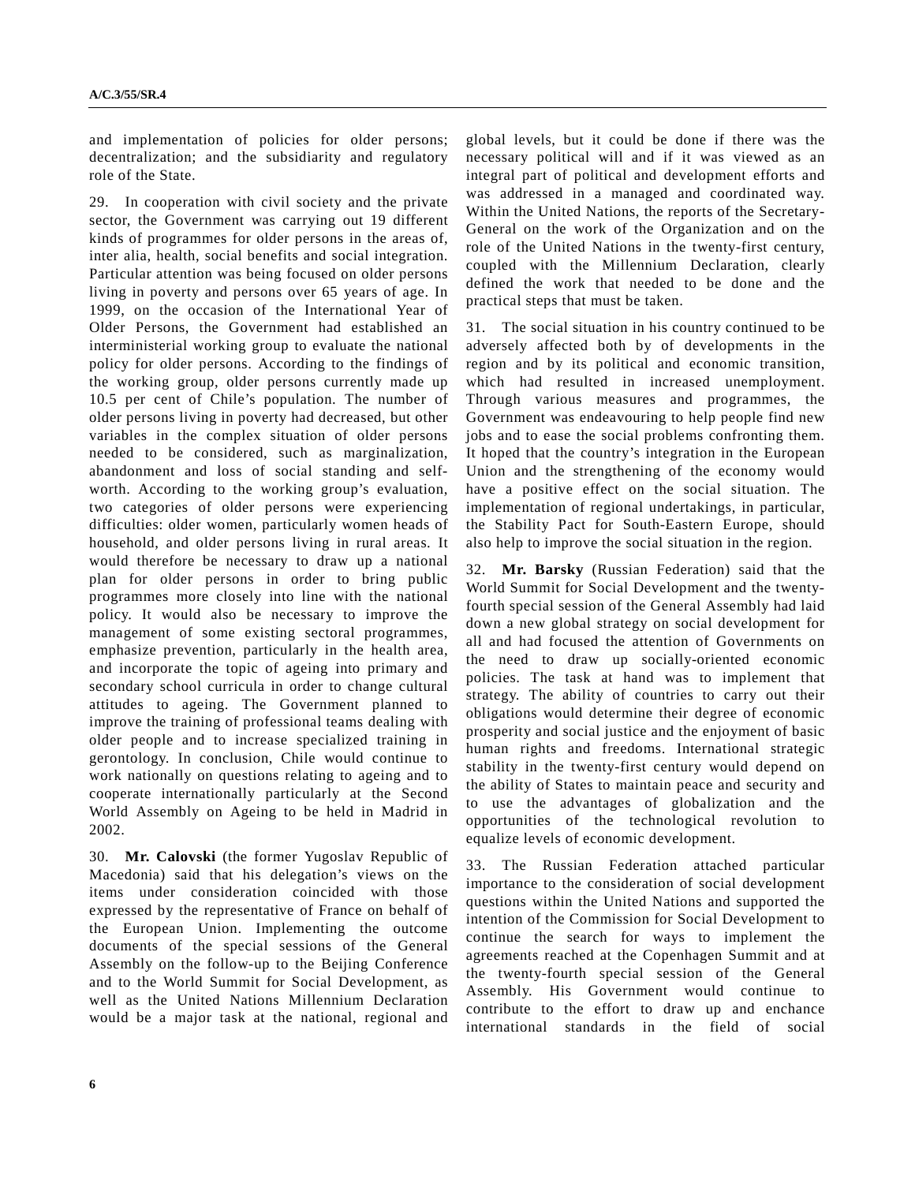and implementation of policies for older persons; decentralization; and the subsidiarity and regulatory role of the State.

29. In cooperation with civil society and the private sector, the Government was carrying out 19 different kinds of programmes for older persons in the areas of, inter alia, health, social benefits and social integration. Particular attention was being focused on older persons living in poverty and persons over 65 years of age. In 1999, on the occasion of the International Year of Older Persons, the Government had established an interministerial working group to evaluate the national policy for older persons. According to the findings of the working group, older persons currently made up 10.5 per cent of Chile's population. The number of older persons living in poverty had decreased, but other variables in the complex situation of older persons needed to be considered, such as marginalization, abandonment and loss of social standing and self-worth. According to the working group's evaluation, two categories of older persons were experiencing difficulties: older women, particularly women heads of household, and older persons living in rural areas. It would therefore be necessary to draw up a national plan for older persons in order to bring public programmes more closely into line with the national policy. It would also be necessary to improve the management of some existing sectoral programmes, emphasize prevention, particularly in the health area, and incorporate the topic of ageing into primary and secondary school curricula in order to change cultural attitudes to ageing. The Government planned to improve the training of professional teams dealing with older people and to increase specialized training in gerontology. In conclusion, Chile would continue to work nationally on questions relating to ageing and to cooperate internationally particularly at the Second World Assembly on Ageing to be held in Madrid in 2002.

30. **Mr. Calovski** (the former Yugoslav Republic of Macedonia) said that his delegation's views on the items under consideration coincided with those expressed by the representative of France on behalf of the European Union. Implementing the outcome documents of the special sessions of the General Assembly on the follow-up to the Beijing Conference and to the World Summit for Social Development, as well as the United Nations Millennium Declaration would be a major task at the national, regional and global levels, but it could be done if there was the necessary political will and if it was viewed as an integral part of political and development efforts and was addressed in a managed and coordinated way. Within the United Nations, the reports of the Secretary-General on the work of the Organization and on the role of the United Nations in the twenty-first century, coupled with the Millennium Declaration, clearly defined the work that needed to be done and the practical steps that must be taken.

31. The social situation in his country continued to be adversely affected both by of developments in the region and by its political and economic transition, which had resulted in increased unemployment. Through various measures and programmes, the Government was endeavouring to help people find new jobs and to ease the social problems confronting them. It hoped that the country's integration in the European Union and the strengthening of the economy would have a positive effect on the social situation. The implementation of regional undertakings, in particular, the Stability Pact for South-Eastern Europe, should also help to improve the social situation in the region.

32. **Mr. Barsky** (Russian Federation) said that the World Summit for Social Development and the twenty-fourth special session of the General Assembly had laid down a new global strategy on social development for all and had focused the attention of Governments on the need to draw up socially-oriented economic policies. The task at hand was to implement that strategy. The ability of countries to carry out their obligations would determine their degree of economic prosperity and social justice and the enjoyment of basic human rights and freedoms. International strategic stability in the twenty-first century would depend on the ability of States to maintain peace and security and to use the advantages of globalization and the opportunities of the technological revolution to equalize levels of economic development.

33. The Russian Federation attached particular importance to the consideration of social development questions within the United Nations and supported the intention of the Commission for Social Development to continue the search for ways to implement the agreements reached at the Copenhagen Summit and at the twenty-fourth special session of the General Assembly. His Government would continue to contribute to the effort to draw up and enchance international standards in the field of social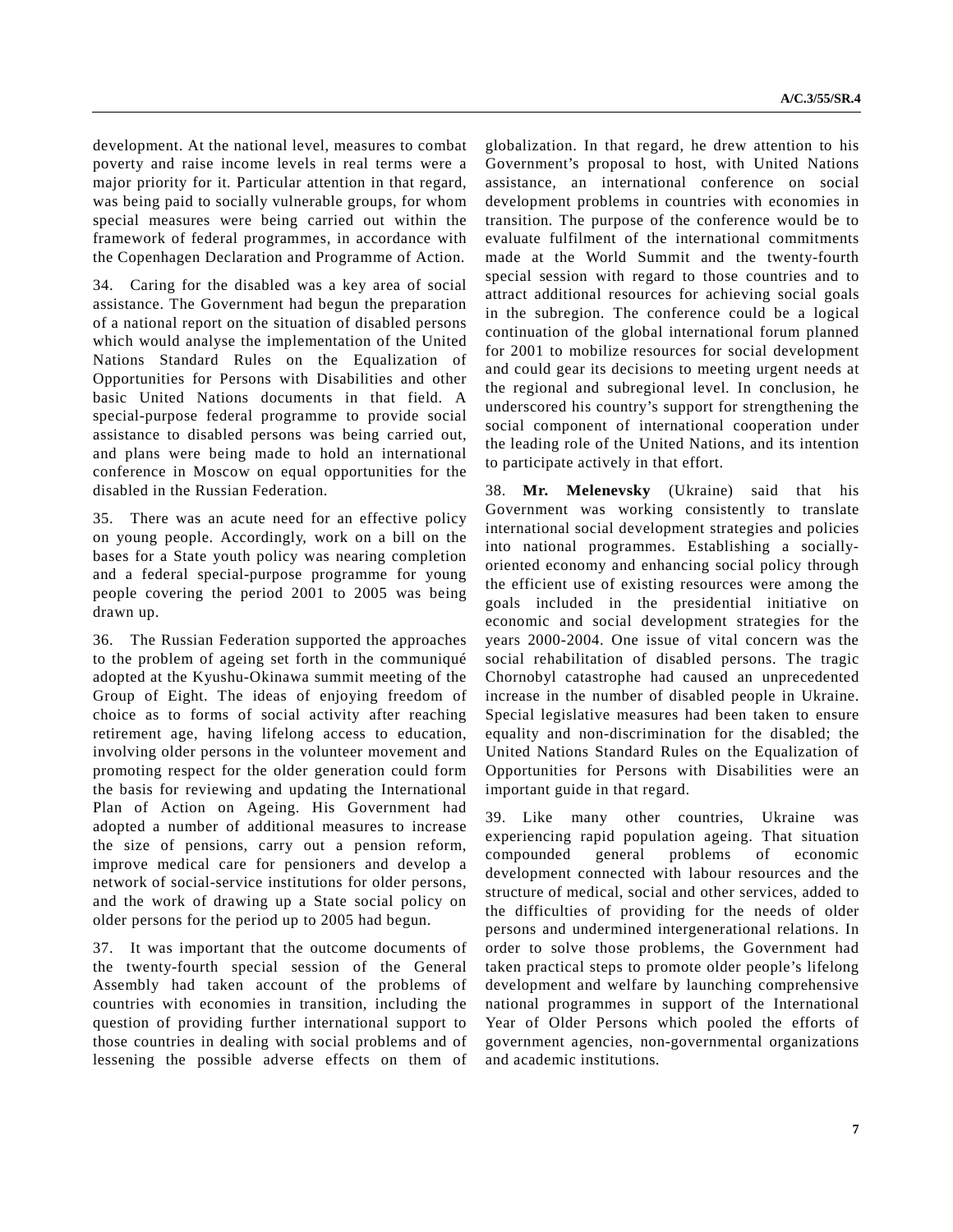development. At the national level, measures to combat poverty and raise income levels in real terms were a major priority for it. Particular attention in that regard, was being paid to socially vulnerable groups, for whom special measures were being carried out within the framework of federal programmes, in accordance with the Copenhagen Declaration and Programme of Action.

34. Caring for the disabled was a key area of social assistance. The Government had begun the preparation of a national report on the situation of disabled persons which would analyse the implementation of the United Nations Standard Rules on the Equalization of Opportunities for Persons with Disabilities and other basic United Nations documents in that field. A special-purpose federal programme to provide social assistance to disabled persons was being carried out, and plans were being made to hold an international conference in Moscow on equal opportunities for the disabled in the Russian Federation.

35. There was an acute need for an effective policy on young people. Accordingly, work on a bill on the bases for a State youth policy was nearing completion and a federal special-purpose programme for young people covering the period 2001 to 2005 was being drawn up.

36. The Russian Federation supported the approaches to the problem of ageing set forth in the communiqué adopted at the Kyushu-Okinawa summit meeting of the Group of Eight. The ideas of enjoying freedom of choice as to forms of social activity after reaching retirement age, having lifelong access to education, involving older persons in the volunteer movement and promoting respect for the older generation could form the basis for reviewing and updating the International Plan of Action on Ageing. His Government had adopted a number of additional measures to increase the size of pensions, carry out a pension reform, improve medical care for pensioners and develop a network of social-service institutions for older persons, and the work of drawing up a State social policy on older persons for the period up to 2005 had begun.

37. It was important that the outcome documents of the twenty-fourth special session of the General Assembly had taken account of the problems of countries with economies in transition, including the question of providing further international support to those countries in dealing with social problems and of lessening the possible adverse effects on them of globalization. In that regard, he drew attention to his Government's proposal to host, with United Nations assistance, an international conference on social development problems in countries with economies in transition. The purpose of the conference would be to evaluate fulfilment of the international commitments made at the World Summit and the twenty-fourth special session with regard to those countries and to attract additional resources for achieving social goals in the subregion. The conference could be a logical continuation of the global international forum planned for 2001 to mobilize resources for social development and could gear its decisions to meeting urgent needs at the regional and subregional level. In conclusion, he underscored his country's support for strengthening the social component of international cooperation under the leading role of the United Nations, and its intention to participate actively in that effort.

38. **Mr. Melenevsky** (Ukraine) said that his Government was working consistently to translate international social development strategies and policies into national programmes. Establishing a socially-oriented economy and enhancing social policy through the efficient use of existing resources were among the goals included in the presidential initiative on economic and social development strategies for the years 2000-2004. One issue of vital concern was the social rehabilitation of disabled persons. The tragic Chornobyl catastrophe had caused an unprecedented increase in the number of disabled people in Ukraine. Special legislative measures had been taken to ensure equality and non-discrimination for the disabled; the United Nations Standard Rules on the Equalization of Opportunities for Persons with Disabilities were an important guide in that regard.

39. Like many other countries, Ukraine was experiencing rapid population ageing. That situation compounded general problems of economic development connected with labour resources and the structure of medical, social and other services, added to the difficulties of providing for the needs of older persons and undermined intergenerational relations. In order to solve those problems, the Government had taken practical steps to promote older people's lifelong development and welfare by launching comprehensive national programmes in support of the International Year of Older Persons which pooled the efforts of government agencies, non-governmental organizations and academic institutions.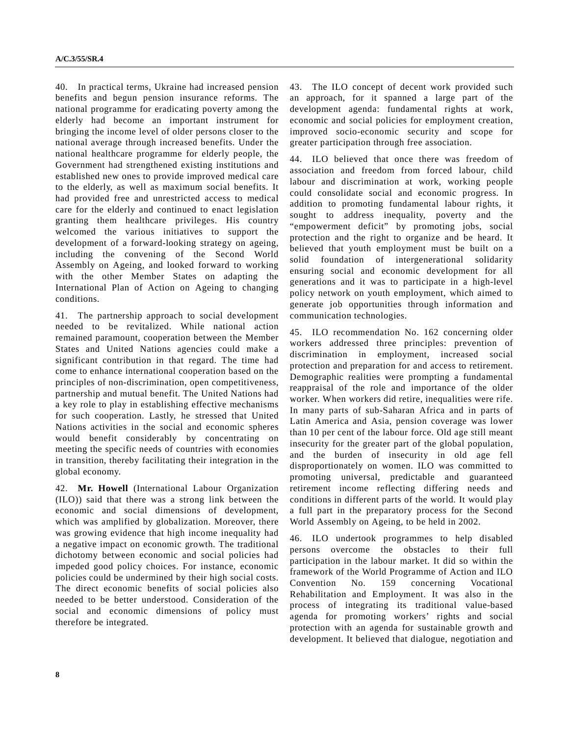40. In practical terms, Ukraine had increased pension benefits and begun pension insurance reforms. The national programme for eradicating poverty among the elderly had become an important instrument for bringing the income level of older persons closer to the national average through increased benefits. Under the national healthcare programme for elderly people, the Government had strengthened existing institutions and established new ones to provide improved medical care to the elderly, as well as maximum social benefits. It had provided free and unrestricted access to medical care for the elderly and continued to enact legislation granting them healthcare privileges. His country welcomed the various initiatives to support the development of a forward-looking strategy on ageing, including the convening of the Second World Assembly on Ageing, and looked forward to working with the other Member States on adapting the International Plan of Action on Ageing to changing conditions.

41. The partnership approach to social development needed to be revitalized. While national action remained paramount, cooperation between the Member States and United Nations agencies could make a significant contribution in that regard. The time had come to enhance international cooperation based on the principles of non-discrimination, open competitiveness, partnership and mutual benefit. The United Nations had a key role to play in establishing effective mechanisms for such cooperation. Lastly, he stressed that United Nations activities in the social and economic spheres would benefit considerably by concentrating on meeting the specific needs of countries with economies in transition, thereby facilitating their integration in the global economy.

42. **Mr. Howell** (International Labour Organization (ILO)) said that there was a strong link between the economic and social dimensions of development, which was amplified by globalization. Moreover, there was growing evidence that high income inequality had a negative impact on economic growth. The traditional dichotomy between economic and social policies had impeded good policy choices. For instance, economic policies could be undermined by their high social costs. The direct economic benefits of social policies also needed to be better understood. Consideration of the social and economic dimensions of policy must therefore be integrated.

43. The ILO concept of decent work provided such an approach, for it spanned a large part of the development agenda: fundamental rights at work, economic and social policies for employment creation, improved socio-economic security and scope for greater participation through free association.

44. ILO believed that once there was freedom of association and freedom from forced labour, child labour and discrimination at work, working people could consolidate social and economic progress. In addition to promoting fundamental labour rights, it sought to address inequality, poverty and the "empowerment deficit" by promoting jobs, social protection and the right to organize and be heard. It believed that youth employment must be built on a solid foundation of intergenerational solidarity ensuring social and economic development for all generations and it was to participate in a high-level policy network on youth employment, which aimed to generate job opportunities through information and communication technologies.

45. ILO recommendation No. 162 concerning older workers addressed three principles: prevention of discrimination in employment, increased social protection and preparation for and access to retirement. Demographic realities were prompting a fundamental reappraisal of the role and importance of the older worker. When workers did retire, inequalities were rife. In many parts of sub-Saharan Africa and in parts of Latin America and Asia, pension coverage was lower than 10 per cent of the labour force. Old age still meant insecurity for the greater part of the global population, and the burden of insecurity in old age fell disproportionately on women. ILO was committed to promoting universal, predictable and guaranteed retirement income reflecting differing needs and conditions in different parts of the world. It would play a full part in the preparatory process for the Second World Assembly on Ageing, to be held in 2002.

46. ILO undertook programmes to help disabled persons overcome the obstacles to their full participation in the labour market. It did so within the framework of the World Programme of Action and ILO Convention No. 159 concerning Vocational Rehabilitation and Employment. It was also in the process of integrating its traditional value-based agenda for promoting workers' rights and social protection with an agenda for sustainable growth and development. It believed that dialogue, negotiation and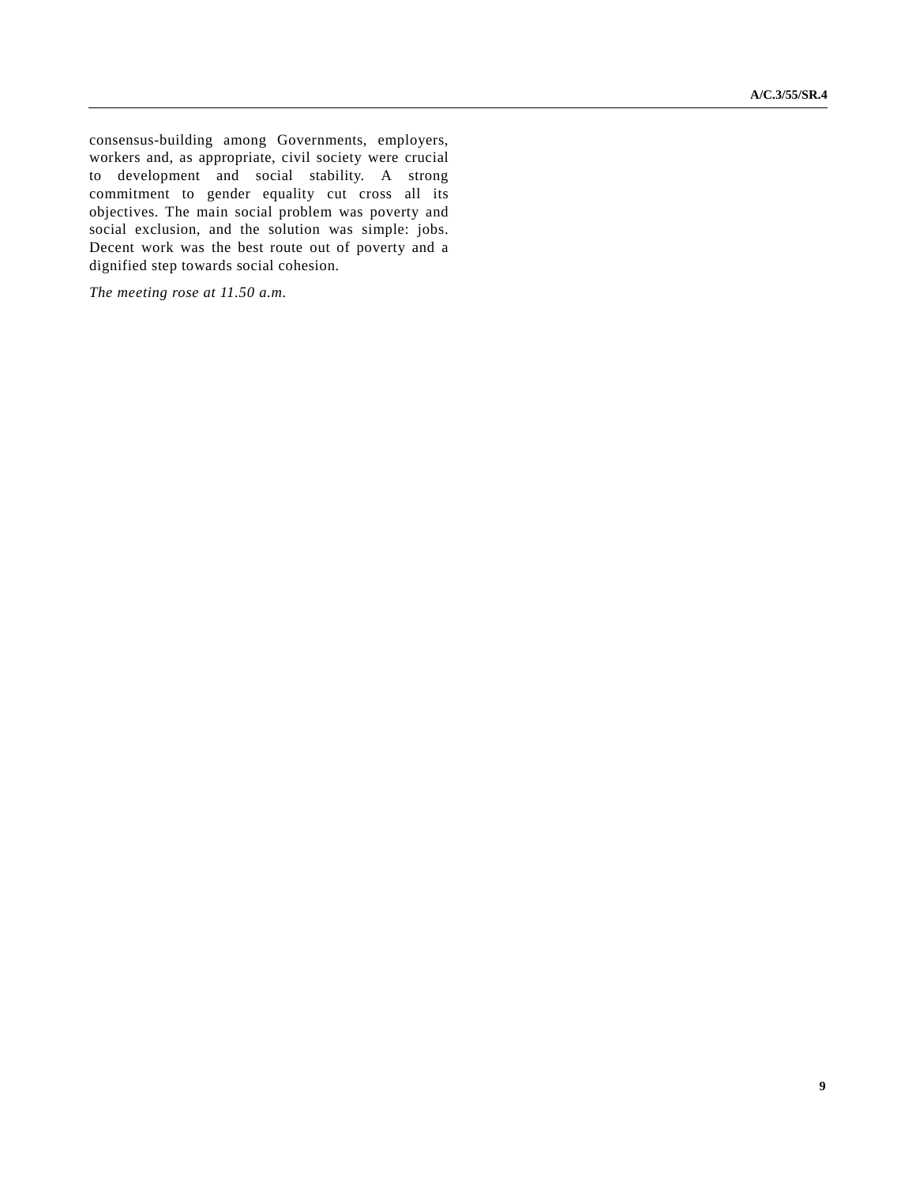consensus-building among Governments, employers, workers and, as appropriate, civil society were crucial to development and social stability. A strong commitment to gender equality cut cross all its objectives. The main social problem was poverty and social exclusion, and the solution was simple: jobs. Decent work was the best route out of poverty and a dignified step towards social cohesion.

*The meeting rose at 11.50 a.m.*